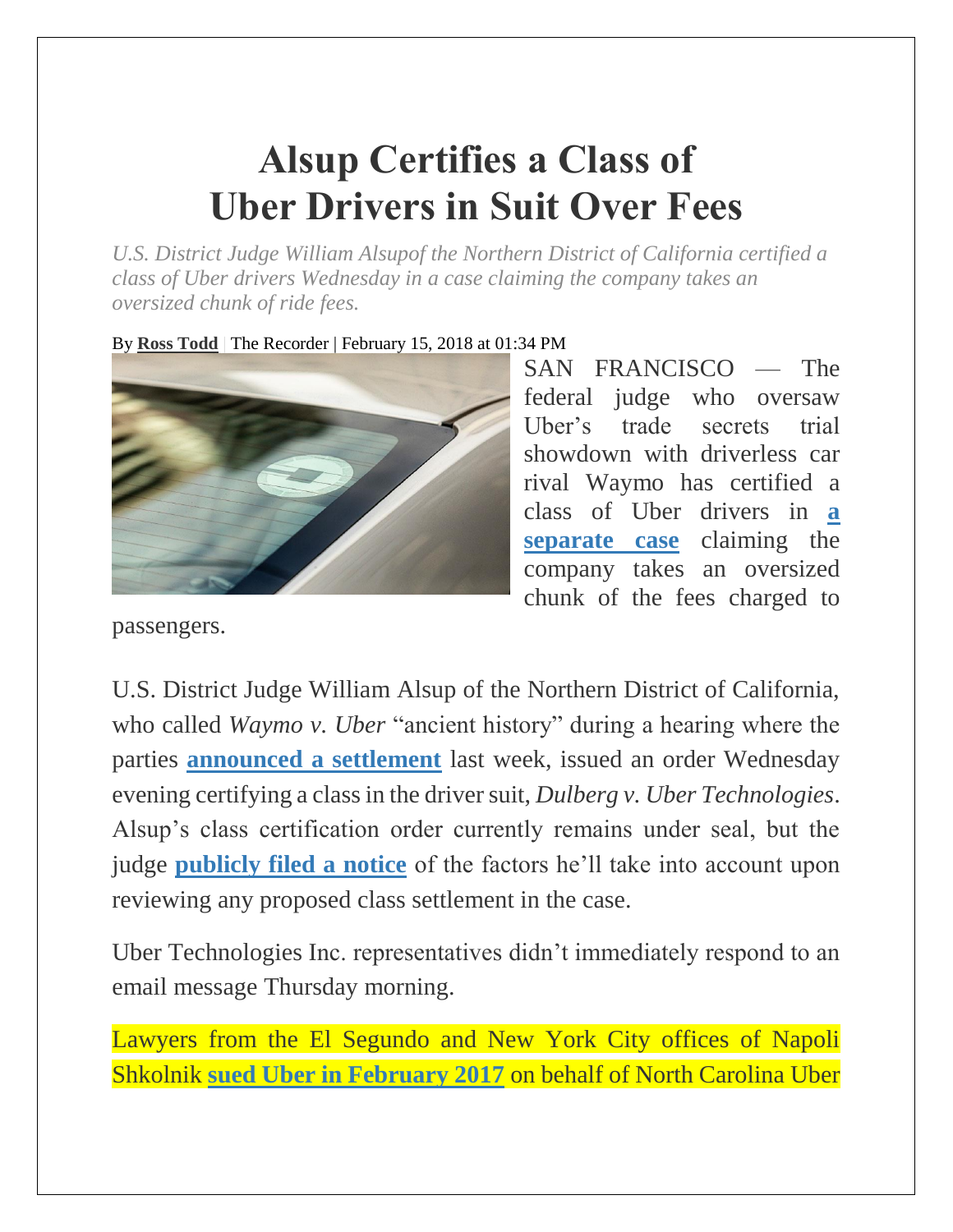# Alsup Certifies a Class of Uber Drivers in Suit Over Fees

*U.S. District Judge William Alsupof the Northern District of California certified a class of Uber drivers Wednesday in a case claiming the company takes an oversized chunk of ride fees.*

By **Ross Todd** | The Recorder | February 15, 2018 at 01:34 PM

SAN FRANCISCO — The federal judge who oversaw Uber's trade secrets trial showdown with driverless car rival Waymo has certified a class of Uber drivers in **a separate case** claiming the company takes an oversized chunk of the fees charged to passengers.

U.S. District Judge William Alsup of the Northern District of California, who called *Waymo v. Uber* "ancient history" during a hearing where the parties **announced a settlement** last week, issued an order Wednesday evening certifying a class in the driver suit, *Dulberg v. Uber Technologies*. Alsup's class certification order currently remains under seal, but the judge **publicly filed a notice** of the factors he'll take into account upon reviewing any proposed class settlement in the case.

Uber Technologies Inc. representatives didn't immediately respond to an email message Thursday morning.

Lawyers from the El Segundo and New York City offices of Napoli Shkolnik **sued Uber in February 2017** on behalf of North Carolina Uber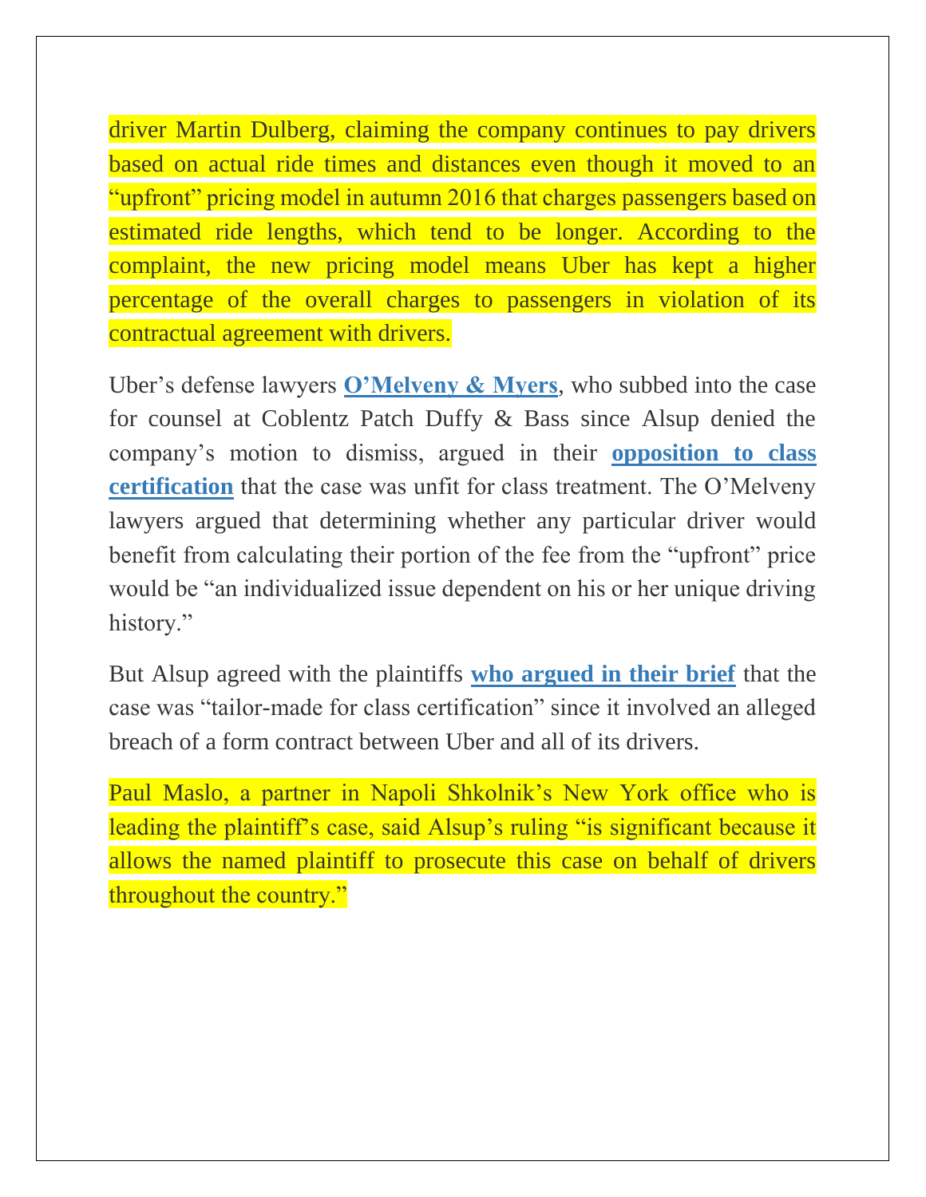driver Martin Dulberg, claiming the company continues to pay drivers based on actual ride times and distances even though it moved to an "upfront" pricing model in autumn 2016 that charges passengers based on estimated ride lengths, which tend to be longer. According to the complaint, the new pricing model means Uber has kept a higher percentage of the overall charges to passengers in violation of its contractual agreement with drivers.

Uber's defense lawyers **O'Melveny & Myers**, who subbed into the case for counsel at Coblentz Patch Duffy & Bass since Alsup denied the company's motion to dismiss, argued in their **opposition to class certification** that the case was unfit for class treatment. The O'Melveny lawyers argued that determining whether any particular driver would benefit from calculating their portion of the fee from the "upfront" price would be "an individualized issue dependent on his or her unique driving history."

But Alsup agreed with the plaintiffs **who argued in their brief** that the case was "tailor-made for class certification" since it involved an alleged breach of a form contract between Uber and all of its drivers.

Paul Maslo, a partner in Napoli Shkolnik's New York office who is leading the plaintiff's case, said Alsup's ruling "is significant because it allows the named plaintiff to prosecute this case on behalf of drivers throughout the country."